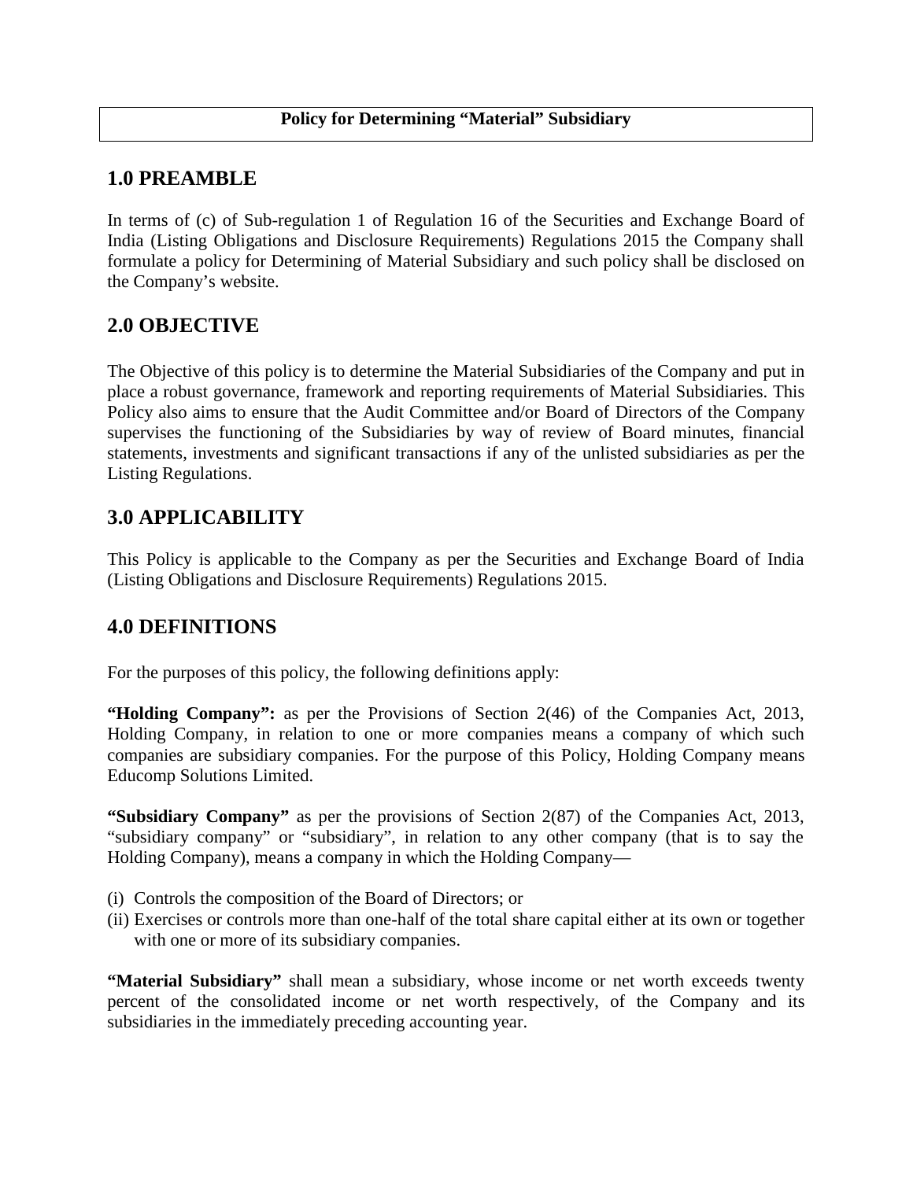**Policy for Determining “Material” Subsidiary**

## 1.0 PREAMBLE

In terms of (c) of Sub-regulation 1 of Regulation 16 of the Securities and Exchange Board of India (Listing Obligations and Disclosure Requirements) Regulations 2015 the Company shall formulate a policy for Determining of Material Subsidiary and such policy shall be disclosed on the Company’s website.

## 2.0 OBJECTIVE

The Objective of this policy is to determine the Material Subsidiaries of the Company and put in place a robust governance, framework and reporting requirements of Material Subsidiaries. This Policy also aims to ensure that the Audit Committee and/or Board of Directors of the Company supervises the functioning of the Subsidiaries by way of review of Board minutes, financial statements, investments and significant transactions if any of the unlisted subsidiaries as per the Listing Regulations.

## 3.0 APPLICABILITY

This Policy is applicable to the Company as per the Securities and Exchange Board of India (Listing Obligations and Disclosure Requirements) Regulations 2015.

## 4.0 DEFINITIONS

For the purposes of this policy, the following definitions apply:

**“Holding Company”:** as per the Provisions of Section 2(46) of the Companies Act, 2013, Holding Company, in relation to one or more companies means a company of which such companies are subsidiary companies. For the purpose of this Policy, Holding Company means Educomp Solutions Limited.

**“Subsidiary Company”** as per the provisions of Section 2(87) of the Companies Act, 2013, “subsidiary company” or “subsidiary”, in relation to any other company (that is to say the Holding Company), means a company in which the Holding Company—

(i) Controls the composition of the Board of Directors; or
(ii) Exercises or controls more than one-half of the total share capital either at its own or together with one or more of its subsidiary companies.

**“Material Subsidiary”** shall mean a subsidiary, whose income or net worth exceeds twenty percent of the consolidated income or net worth respectively, of the Company and its subsidiaries in the immediately preceding accounting year.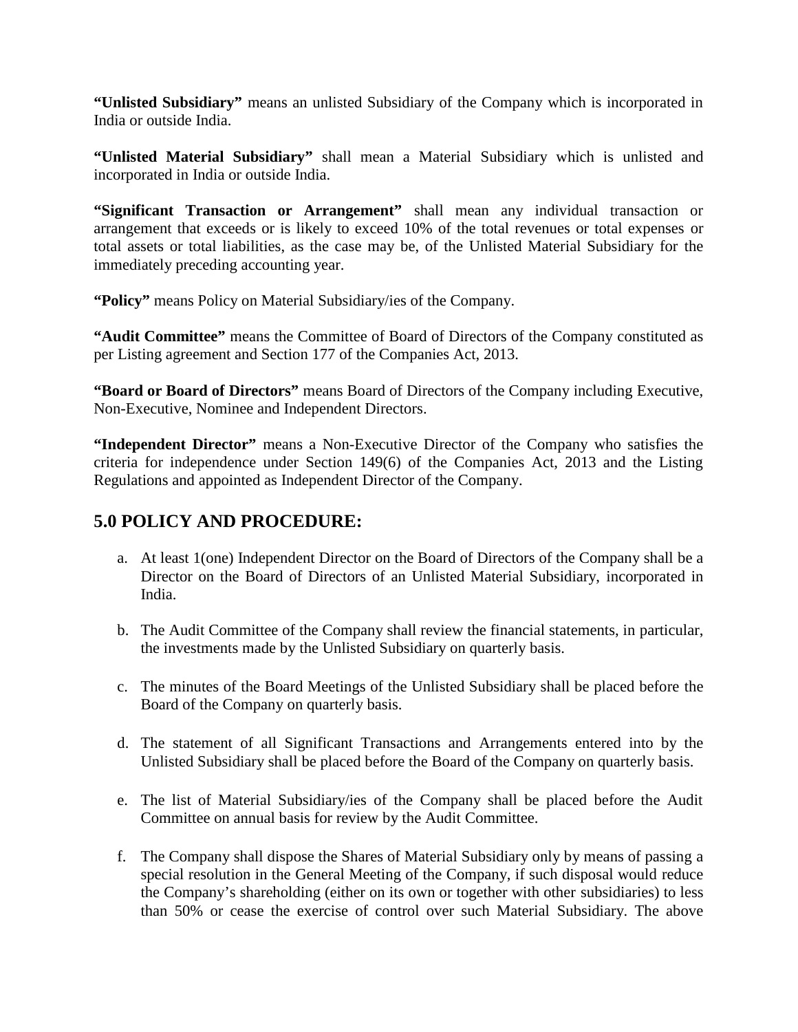**"Unlisted Subsidiary"** means an unlisted Subsidiary of the Company which is incorporated in India or outside India.

**"Unlisted Material Subsidiary"** shall mean a Material Subsidiary which is unlisted and incorporated in India or outside India.

**"Significant Transaction or Arrangement"** shall mean any individual transaction or arrangement that exceeds or is likely to exceed 10% of the total revenues or total expenses or total assets or total liabilities, as the case may be, of the Unlisted Material Subsidiary for the immediately preceding accounting year.

**"Policy"** means Policy on Material Subsidiary/ies of the Company.

**"Audit Committee"** means the Committee of Board of Directors of the Company constituted as per Listing agreement and Section 177 of the Companies Act, 2013.

**"Board or Board of Directors"** means Board of Directors of the Company including Executive, Non-Executive, Nominee and Independent Directors.

**"Independent Director"** means a Non-Executive Director of the Company who satisfies the criteria for independence under Section 149(6) of the Companies Act, 2013 and the Listing Regulations and appointed as Independent Director of the Company.

## 5.0 POLICY AND PROCEDURE:

a. At least 1(one) Independent Director on the Board of Directors of the Company shall be a Director on the Board of Directors of an Unlisted Material Subsidiary, incorporated in India.

b. The Audit Committee of the Company shall review the financial statements, in particular, the investments made by the Unlisted Subsidiary on quarterly basis.

c. The minutes of the Board Meetings of the Unlisted Subsidiary shall be placed before the Board of the Company on quarterly basis.

d. The statement of all Significant Transactions and Arrangements entered into by the Unlisted Subsidiary shall be placed before the Board of the Company on quarterly basis.

e. The list of Material Subsidiary/ies of the Company shall be placed before the Audit Committee on annual basis for review by the Audit Committee.

f. The Company shall dispose the Shares of Material Subsidiary only by means of passing a special resolution in the General Meeting of the Company, if such disposal would reduce the Company's shareholding (either on its own or together with other subsidiaries) to less than 50% or cease the exercise of control over such Material Subsidiary. The above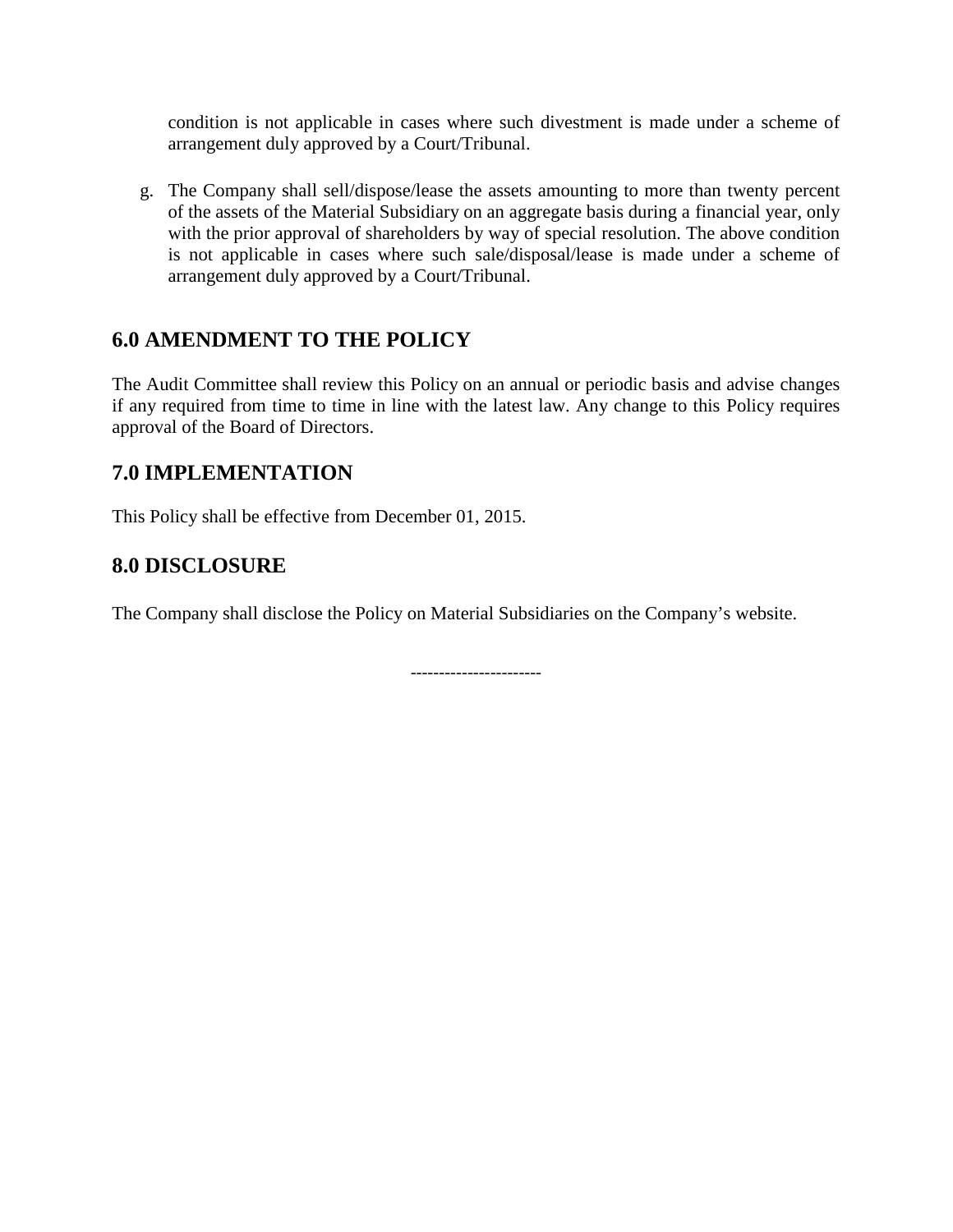condition is not applicable in cases where such divestment is made under a scheme of arrangement duly approved by a Court/Tribunal.

g. The Company shall sell/dispose/lease the assets amounting to more than twenty percent of the assets of the Material Subsidiary on an aggregate basis during a financial year, only with the prior approval of shareholders by way of special resolution. The above condition is not applicable in cases where such sale/disposal/lease is made under a scheme of arrangement duly approved by a Court/Tribunal.

## 6.0 AMENDMENT TO THE POLICY

The Audit Committee shall review this Policy on an annual or periodic basis and advise changes if any required from time to time in line with the latest law. Any change to this Policy requires approval of the Board of Directors.

## 7.0 IMPLEMENTATION

This Policy shall be effective from December 01, 2015.

## 8.0 DISCLOSURE

The Company shall disclose the Policy on Material Subsidiaries on the Company's website.

----------------------